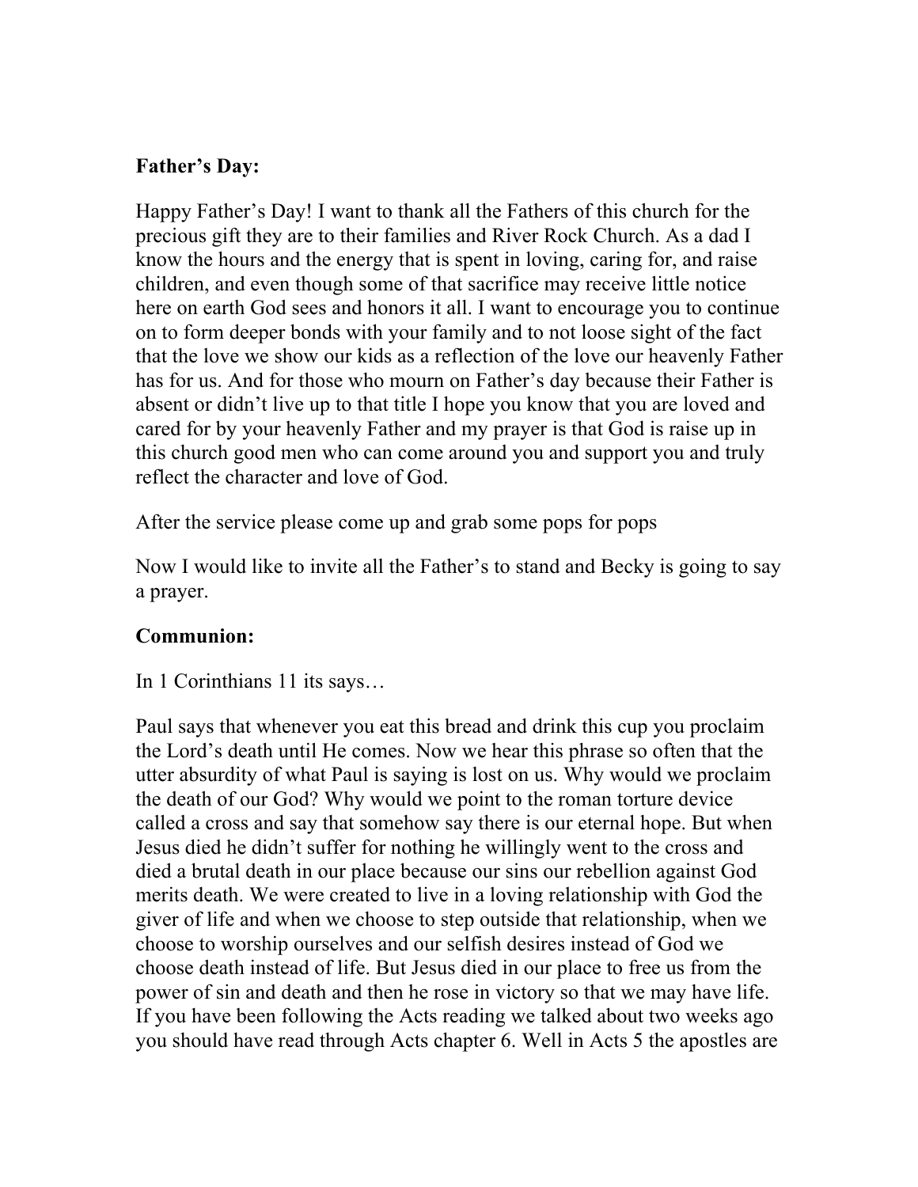**Father's Day:**

Happy Father's Day! I want to thank all the Fathers of this church for the precious gift they are to their families and River Rock Church. As a dad I know the hours and the energy that is spent in loving, caring for, and raise children, and even though some of that sacrifice may receive little notice here on earth God sees and honors it all. I want to encourage you to continue on to form deeper bonds with your family and to not loose sight of the fact that the love we show our kids as a reflection of the love our heavenly Father has for us. And for those who mourn on Father's day because their Father is absent or didn't live up to that title I hope you know that you are loved and cared for by your heavenly Father and my prayer is that God is raise up in this church good men who can come around you and support you and truly reflect the character and love of God.

After the service please come up and grab some pops for pops

Now I would like to invite all the Father's to stand and Becky is going to say a prayer.

**Communion:**

In 1 Corinthians 11 its says…

Paul says that whenever you eat this bread and drink this cup you proclaim the Lord's death until He comes. Now we hear this phrase so often that the utter absurdity of what Paul is saying is lost on us. Why would we proclaim the death of our God? Why would we point to the roman torture device called a cross and say that somehow say there is our eternal hope. But when Jesus died he didn't suffer for nothing he willingly went to the cross and died a brutal death in our place because our sins our rebellion against God merits death. We were created to live in a loving relationship with God the giver of life and when we choose to step outside that relationship, when we choose to worship ourselves and our selfish desires instead of God we choose death instead of life. But Jesus died in our place to free us from the power of sin and death and then he rose in victory so that we may have life. If you have been following the Acts reading we talked about two weeks ago you should have read through Acts chapter 6. Well in Acts 5 the apostles are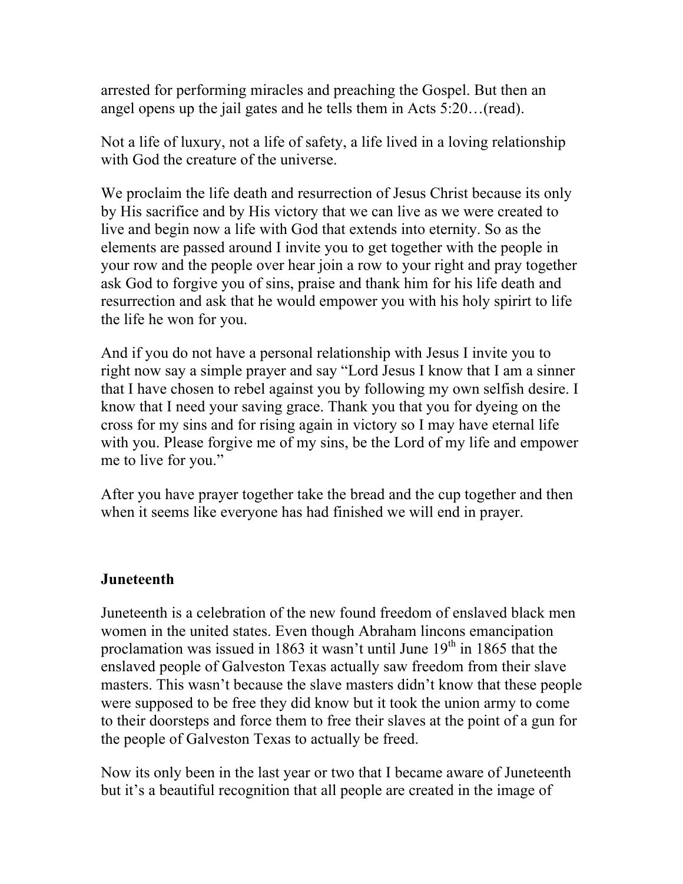arrested for performing miracles and preaching the Gospel. But then an angel opens up the jail gates and he tells them in Acts 5:20…(read).

Not a life of luxury, not a life of safety, a life lived in a loving relationship with God the creature of the universe.

We proclaim the life death and resurrection of Jesus Christ because its only by His sacrifice and by His victory that we can live as we were created to live and begin now a life with God that extends into eternity. So as the elements are passed around I invite you to get together with the people in your row and the people over hear join a row to your right and pray together ask God to forgive you of sins, praise and thank him for his life death and resurrection and ask that he would empower you with his holy spirirt to life the life he won for you.

And if you do not have a personal relationship with Jesus I invite you to right now say a simple prayer and say "Lord Jesus I know that I am a sinner that I have chosen to rebel against you by following my own selfish desire. I know that I need your saving grace. Thank you that you for dyeing on the cross for my sins and for rising again in victory so I may have eternal life with you. Please forgive me of my sins, be the Lord of my life and empower me to live for you."

After you have prayer together take the bread and the cup together and then when it seems like everyone has had finished we will end in prayer.

**Juneteenth**

Juneteenth is a celebration of the new found freedom of enslaved black men women in the united states. Even though Abraham lincons emancipation proclamation was issued in 1863 it wasn't until June 19th in 1865 that the enslaved people of Galveston Texas actually saw freedom from their slave masters. This wasn't because the slave masters didn't know that these people were supposed to be free they did know but it took the union army to come to their doorsteps and force them to free their slaves at the point of a gun for the people of Galveston Texas to actually be freed.

Now its only been in the last year or two that I became aware of Juneteenth but it's a beautiful recognition that all people are created in the image of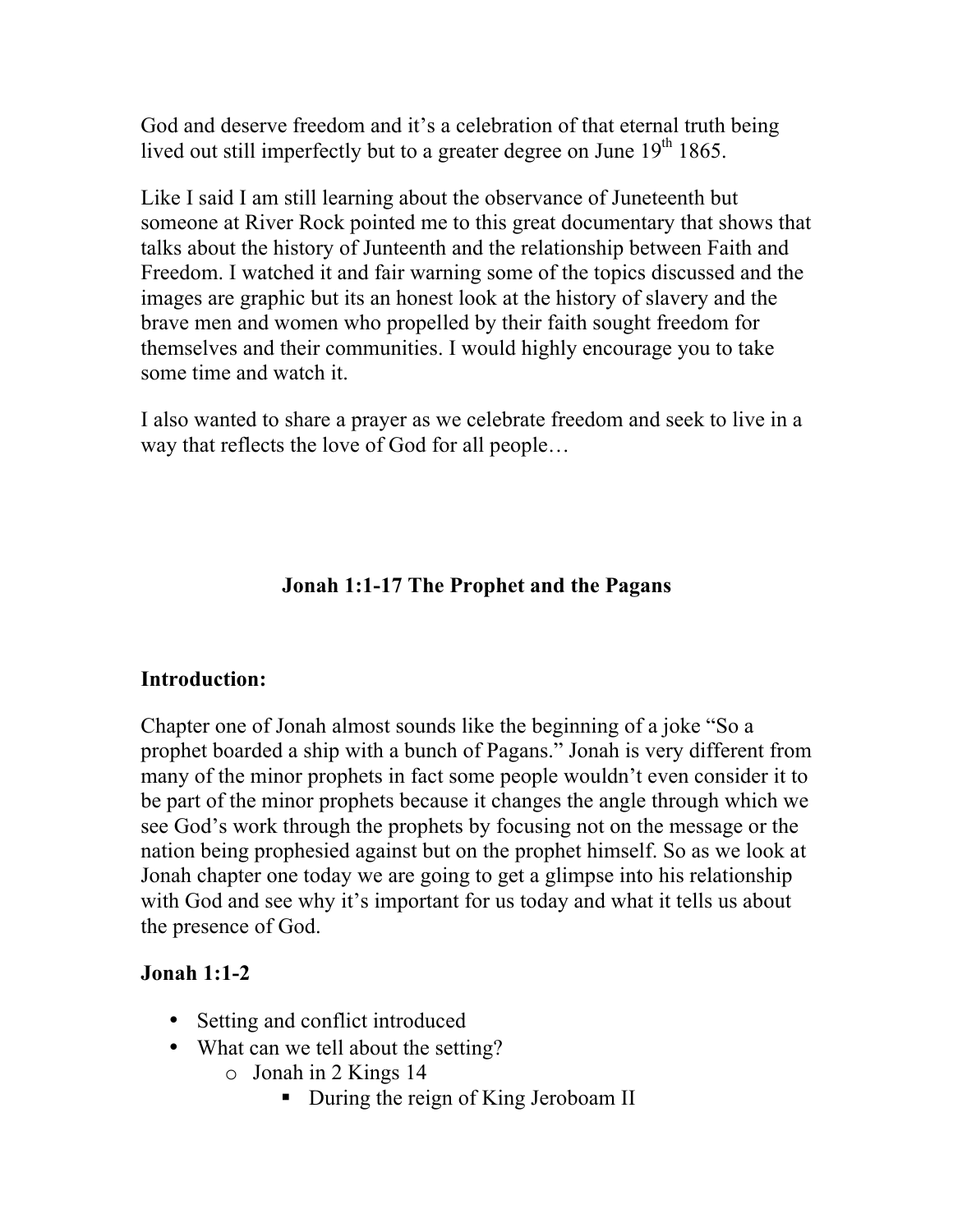God and deserve freedom and it's a celebration of that eternal truth being lived out still imperfectly but to a greater degree on June 19th 1865.

Like I said I am still learning about the observance of Juneteenth but someone at River Rock pointed me to this great documentary that shows that talks about the history of Junteenth and the relationship between Faith and Freedom. I watched it and fair warning some of the topics discussed and the images are graphic but its an honest look at the history of slavery and the brave men and women who propelled by their faith sought freedom for themselves and their communities. I would highly encourage you to take some time and watch it.

I also wanted to share a prayer as we celebrate freedom and seek to live in a way that reflects the love of God for all people…

## Jonah 1:1-17 The Prophet and the Pagans

### Introduction:

Chapter one of Jonah almost sounds like the beginning of a joke "So a prophet boarded a ship with a bunch of Pagans." Jonah is very different from many of the minor prophets in fact some people wouldn't even consider it to be part of the minor prophets because it changes the angle through which we see God's work through the prophets by focusing not on the message or the nation being prophesied against but on the prophet himself. So as we look at Jonah chapter one today we are going to get a glimpse into his relationship with God and see why it's important for us today and what it tells us about the presence of God.

### Jonah 1:1-2

- Setting and conflict introduced
- What can we tell about the setting?
  - Jonah in 2 Kings 14
    - During the reign of King Jeroboam II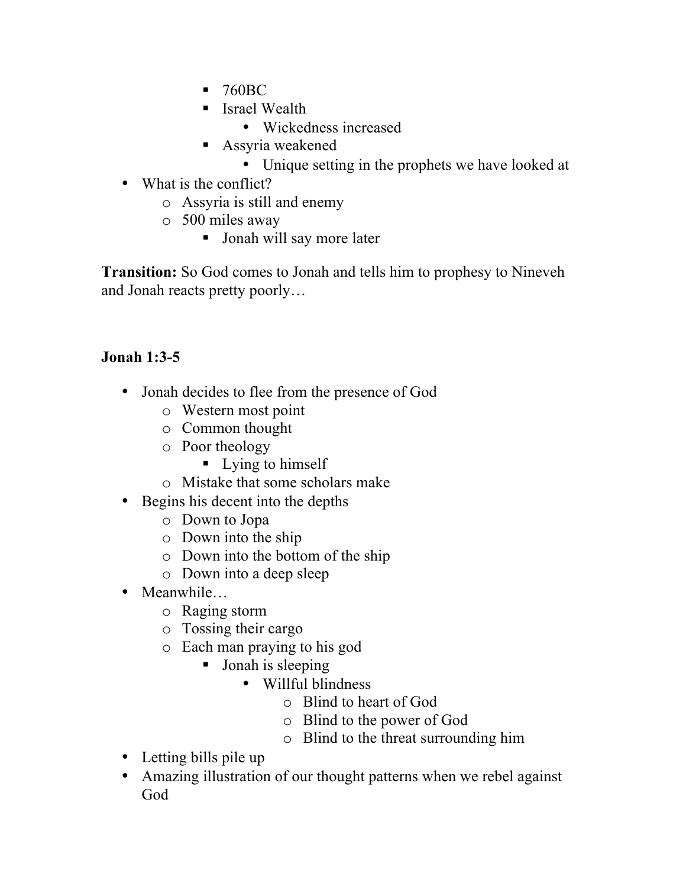- 760BC
            - Israel Wealth
                - Wickedness increased
            - Assyria weakened
                - Unique setting in the prophets we have looked at
- What is the conflict?
    - Assyria is still and enemy
    - 500 miles away
        - Jonah will say more later

**Transition:** So God comes to Jonah and tells him to prophesy to Nineveh and Jonah reacts pretty poorly…

**Jonah 1:3-5**

- Jonah decides to flee from the presence of God
    - Western most point
    - Common thought
    - Poor theology
        - Lying to himself
    - Mistake that some scholars make
- Begins his decent into the depths
    - Down to Jopa
    - Down into the ship
    - Down into the bottom of the ship
    - Down into a deep sleep
- Meanwhile…
    - Raging storm
    - Tossing their cargo
    - Each man praying to his god
        - Jonah is sleeping
            - Willful blindness
                - Blind to heart of God
                - Blind to the power of God
                - Blind to the threat surrounding him
- Letting bills pile up
- Amazing illustration of our thought patterns when we rebel against God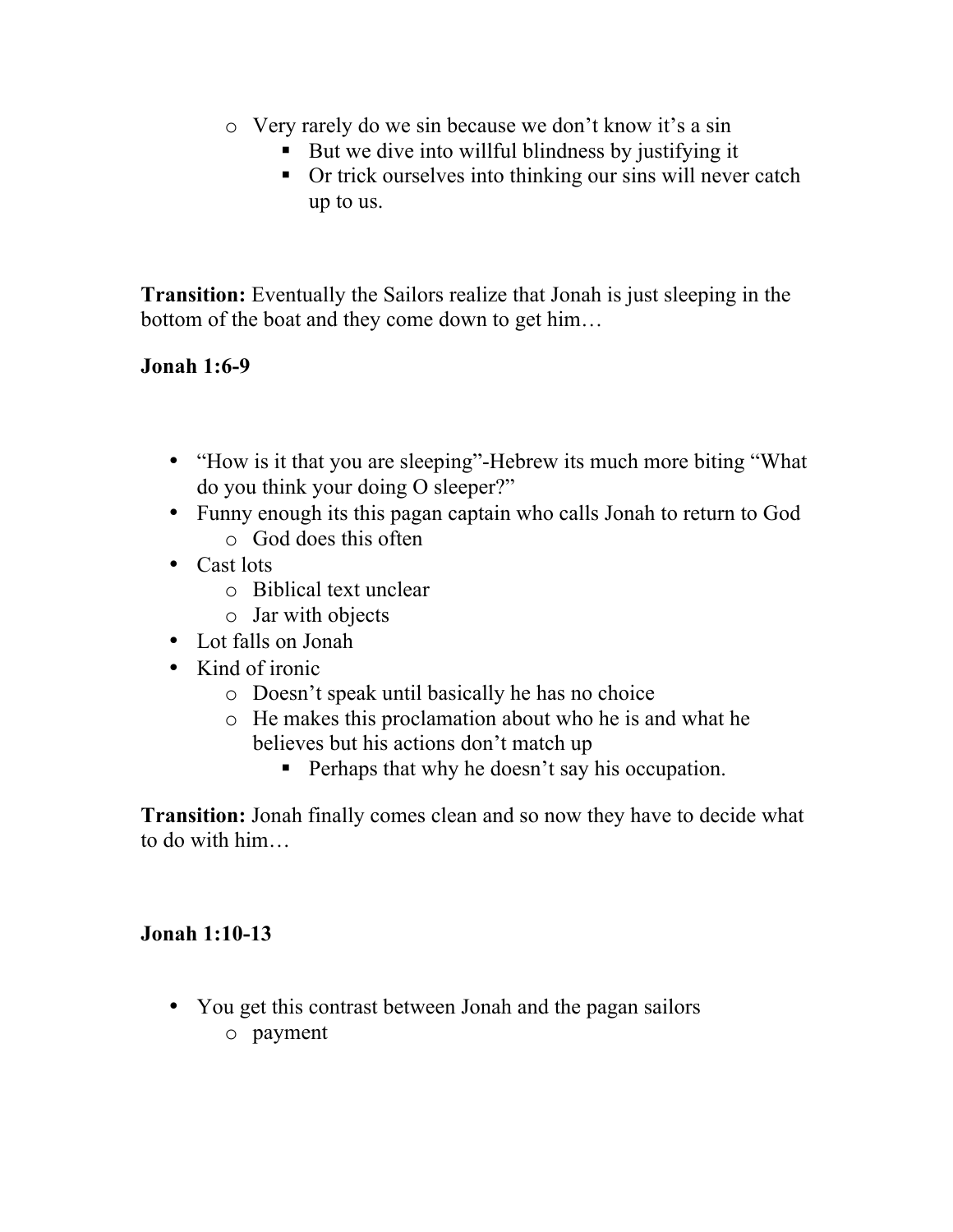- Very rarely do we sin because we don't know it's a sin
  - But we dive into willful blindness by justifying it
  - Or trick ourselves into thinking our sins will never catch up to us.

**Transition:** Eventually the Sailors realize that Jonah is just sleeping in the bottom of the boat and they come down to get him…

**Jonah 1:6-9**

- "How is it that you are sleeping"-Hebrew its much more biting "What do you think your doing O sleeper?"
- Funny enough its this pagan captain who calls Jonah to return to God
  - God does this often
- Cast lots
  - Biblical text unclear
  - Jar with objects
- Lot falls on Jonah
- Kind of ironic
  - Doesn't speak until basically he has no choice
  - He makes this proclamation about who he is and what he believes but his actions don't match up
    - Perhaps that why he doesn't say his occupation.

**Transition:** Jonah finally comes clean and so now they have to decide what to do with him…

**Jonah 1:10-13**

- You get this contrast between Jonah and the pagan sailors
  - payment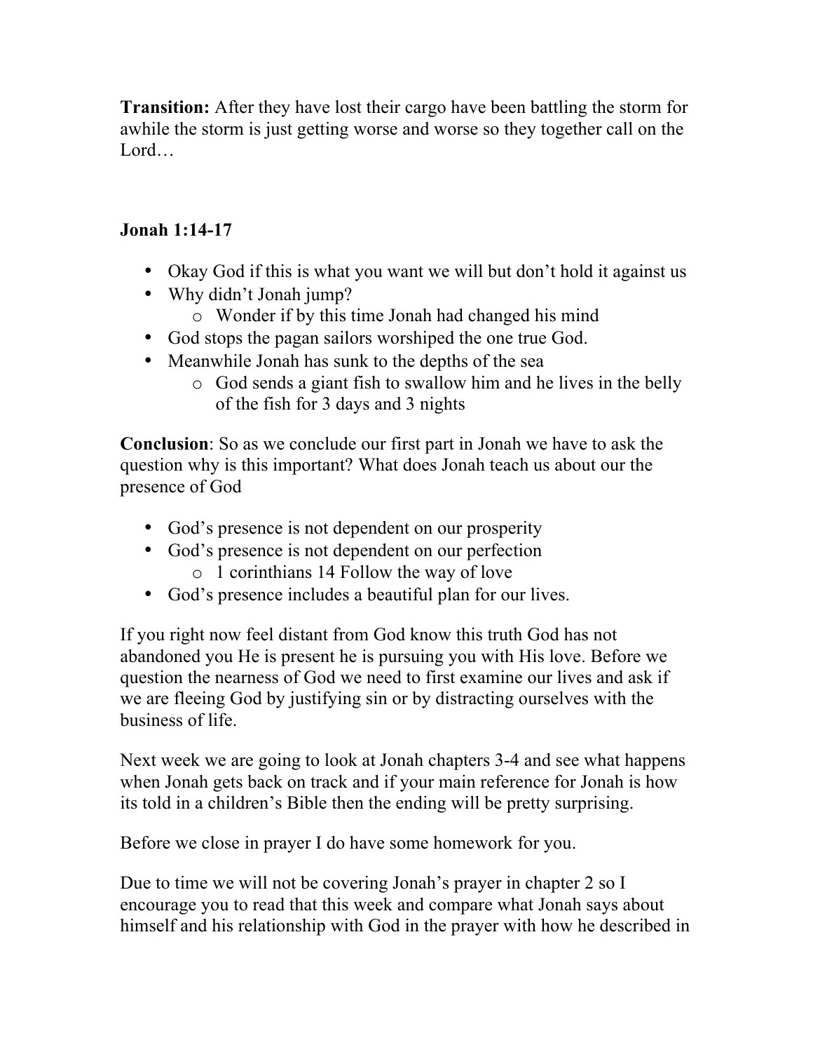**Transition:** After they have lost their cargo have been battling the storm for awhile the storm is just getting worse and worse so they together call on the Lord…

**Jonah 1:14-17**

- Okay God if this is what you want we will but don't hold it against us
- Why didn't Jonah jump?
    - Wonder if by this time Jonah had changed his mind
- God stops the pagan sailors worshiped the one true God.
- Meanwhile Jonah has sunk to the depths of the sea
    - God sends a giant fish to swallow him and he lives in the belly of the fish for 3 days and 3 nights

**Conclusion**: So as we conclude our first part in Jonah we have to ask the question why is this important? What does Jonah teach us about our the presence of God

- God's presence is not dependent on our prosperity
- God's presence is not dependent on our perfection
    - 1 corinthians 14 Follow the way of love
- God's presence includes a beautiful plan for our lives.

If you right now feel distant from God know this truth God has not abandoned you He is present he is pursuing you with His love. Before we question the nearness of God we need to first examine our lives and ask if we are fleeing God by justifying sin or by distracting ourselves with the business of life.

Next week we are going to look at Jonah chapters 3-4 and see what happens when Jonah gets back on track and if your main reference for Jonah is how its told in a children's Bible then the ending will be pretty surprising.

Before we close in prayer I do have some homework for you.

Due to time we will not be covering Jonah's prayer in chapter 2 so I encourage you to read that this week and compare what Jonah says about himself and his relationship with God in the prayer with how he described in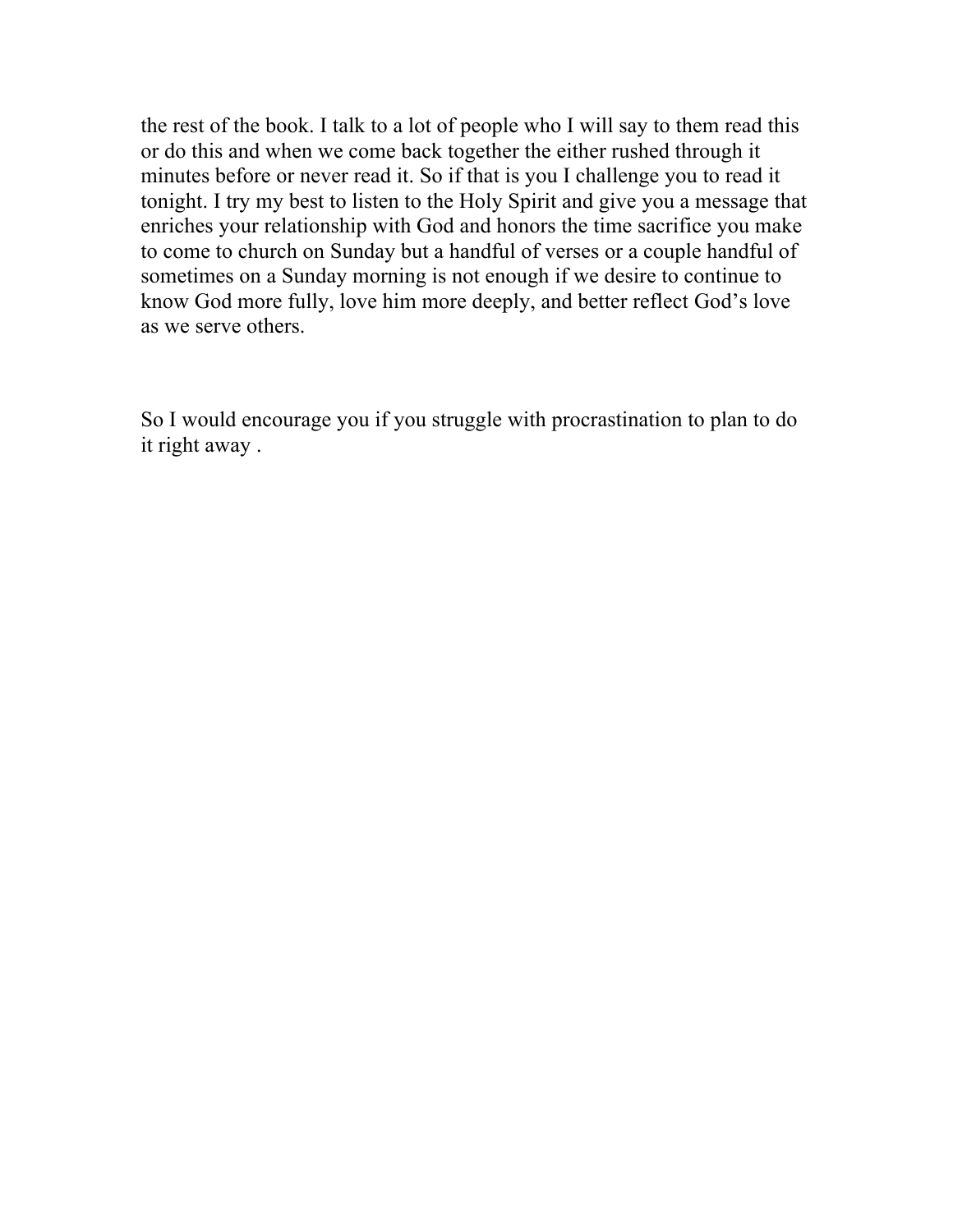the rest of the book. I talk to a lot of people who I will say to them read this or do this and when we come back together the either rushed through it minutes before or never read it. So if that is you I challenge you to read it tonight. I try my best to listen to the Holy Spirit and give you a message that enriches your relationship with God and honors the time sacrifice you make to come to church on Sunday but a handful of verses or a couple handful of sometimes on a Sunday morning is not enough if we desire to continue to know God more fully, love him more deeply, and better reflect God's love as we serve others.

So I would encourage you if you struggle with procrastination to plan to do it right away .